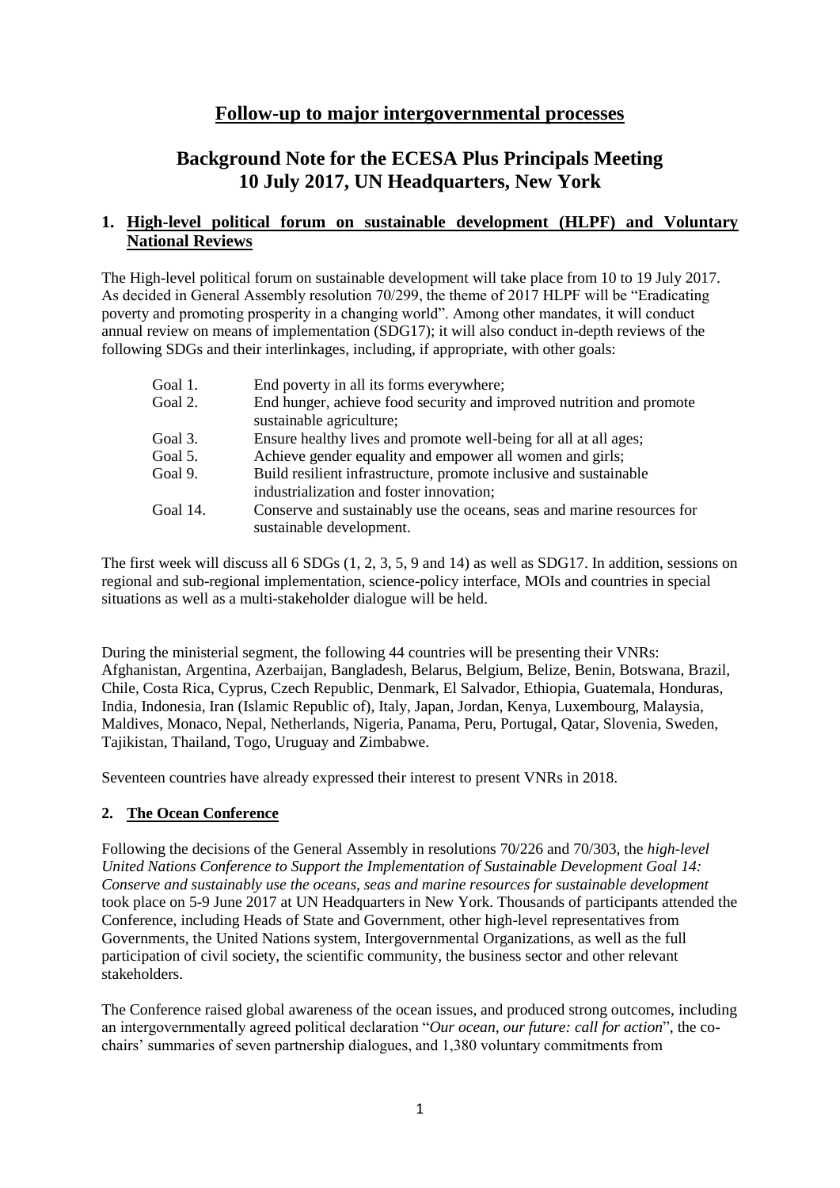# Follow-up to major intergovernmental processes

## Background Note for the ECESA Plus Principals Meeting
## 10 July 2017, UN Headquarters, New York

### 1. High-level political forum on sustainable development (HLPF) and Voluntary National Reviews

The High-level political forum on sustainable development will take place from 10 to 19 July 2017. As decided in General Assembly resolution 70/299, the theme of 2017 HLPF will be "Eradicating poverty and promoting prosperity in a changing world". Among other mandates, it will conduct annual review on means of implementation (SDG17); it will also conduct in-depth reviews of the following SDGs and their interlinkages, including, if appropriate, with other goals:

- Goal 1. End poverty in all its forms everywhere;
- Goal 2. End hunger, achieve food security and improved nutrition and promote sustainable agriculture;
- Goal 3. Ensure healthy lives and promote well-being for all at all ages;
- Goal 5. Achieve gender equality and empower all women and girls;
- Goal 9. Build resilient infrastructure, promote inclusive and sustainable industrialization and foster innovation;
- Goal 14. Conserve and sustainably use the oceans, seas and marine resources for sustainable development.

The first week will discuss all 6 SDGs (1, 2, 3, 5, 9 and 14) as well as SDG17. In addition, sessions on regional and sub-regional implementation, science-policy interface, MOIs and countries in special situations as well as a multi-stakeholder dialogue will be held.

During the ministerial segment, the following 44 countries will be presenting their VNRs: Afghanistan, Argentina, Azerbaijan, Bangladesh, Belarus, Belgium, Belize, Benin, Botswana, Brazil, Chile, Costa Rica, Cyprus, Czech Republic, Denmark, El Salvador, Ethiopia, Guatemala, Honduras, India, Indonesia, Iran (Islamic Republic of), Italy, Japan, Jordan, Kenya, Luxembourg, Malaysia, Maldives, Monaco, Nepal, Netherlands, Nigeria, Panama, Peru, Portugal, Qatar, Slovenia, Sweden, Tajikistan, Thailand, Togo, Uruguay and Zimbabwe.

Seventeen countries have already expressed their interest to present VNRs in 2018.

### 2. The Ocean Conference

Following the decisions of the General Assembly in resolutions 70/226 and 70/303, the *high-level United Nations Conference to Support the Implementation of Sustainable Development Goal 14: Conserve and sustainably use the oceans, seas and marine resources for sustainable development* took place on 5-9 June 2017 at UN Headquarters in New York. Thousands of participants attended the Conference, including Heads of State and Government, other high-level representatives from Governments, the United Nations system, Intergovernmental Organizations, as well as the full participation of civil society, the scientific community, the business sector and other relevant stakeholders.

The Conference raised global awareness of the ocean issues, and produced strong outcomes, including an intergovernmentally agreed political declaration "*Our ocean, our future: call for action*", the co-chairs' summaries of seven partnership dialogues, and 1,380 voluntary commitments from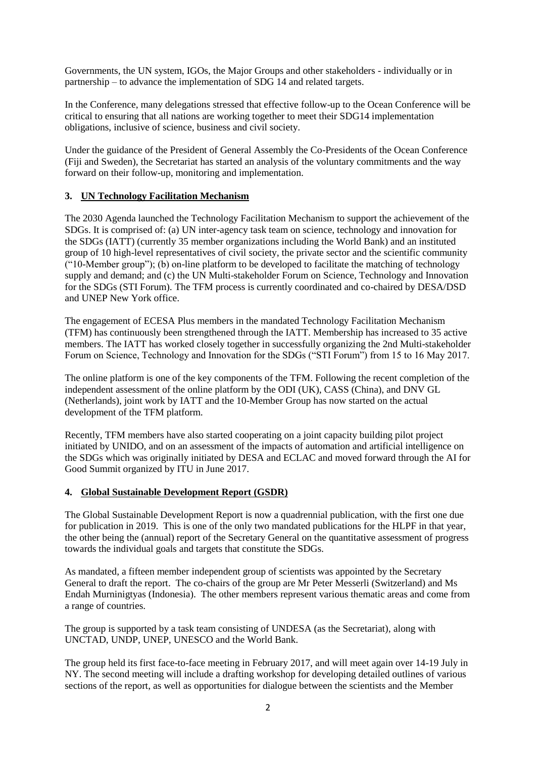Governments, the UN system, IGOs, the Major Groups and other stakeholders - individually or in partnership – to advance the implementation of SDG 14 and related targets.

In the Conference, many delegations stressed that effective follow-up to the Ocean Conference will be critical to ensuring that all nations are working together to meet their SDG14 implementation obligations, inclusive of science, business and civil society.

Under the guidance of the President of General Assembly the Co-Presidents of the Ocean Conference (Fiji and Sweden), the Secretariat has started an analysis of the voluntary commitments and the way forward on their follow-up, monitoring and implementation.

## 3. UN Technology Facilitation Mechanism

The 2030 Agenda launched the Technology Facilitation Mechanism to support the achievement of the SDGs. It is comprised of: (a) UN inter-agency task team on science, technology and innovation for the SDGs (IATT) (currently 35 member organizations including the World Bank) and an instituted group of 10 high-level representatives of civil society, the private sector and the scientific community ("10-Member group"); (b) on-line platform to be developed to facilitate the matching of technology supply and demand; and (c) the UN Multi-stakeholder Forum on Science, Technology and Innovation for the SDGs (STI Forum). The TFM process is currently coordinated and co-chaired by DESA/DSD and UNEP New York office.

The engagement of ECESA Plus members in the mandated Technology Facilitation Mechanism (TFM) has continuously been strengthened through the IATT. Membership has increased to 35 active members. The IATT has worked closely together in successfully organizing the 2nd Multi-stakeholder Forum on Science, Technology and Innovation for the SDGs ("STI Forum") from 15 to 16 May 2017.

The online platform is one of the key components of the TFM. Following the recent completion of the independent assessment of the online platform by the ODI (UK), CASS (China), and DNV GL (Netherlands), joint work by IATT and the 10-Member Group has now started on the actual development of the TFM platform.

Recently, TFM members have also started cooperating on a joint capacity building pilot project initiated by UNIDO, and on an assessment of the impacts of automation and artificial intelligence on the SDGs which was originally initiated by DESA and ECLAC and moved forward through the AI for Good Summit organized by ITU in June 2017.

## 4. Global Sustainable Development Report (GSDR)

The Global Sustainable Development Report is now a quadrennial publication, with the first one due for publication in 2019. This is one of the only two mandated publications for the HLPF in that year, the other being the (annual) report of the Secretary General on the quantitative assessment of progress towards the individual goals and targets that constitute the SDGs.

As mandated, a fifteen member independent group of scientists was appointed by the Secretary General to draft the report. The co-chairs of the group are Mr Peter Messerli (Switzerland) and Ms Endah Murninigtyas (Indonesia). The other members represent various thematic areas and come from a range of countries.

The group is supported by a task team consisting of UNDESA (as the Secretariat), along with UNCTAD, UNDP, UNEP, UNESCO and the World Bank.

The group held its first face-to-face meeting in February 2017, and will meet again over 14-19 July in NY. The second meeting will include a drafting workshop for developing detailed outlines of various sections of the report, as well as opportunities for dialogue between the scientists and the Member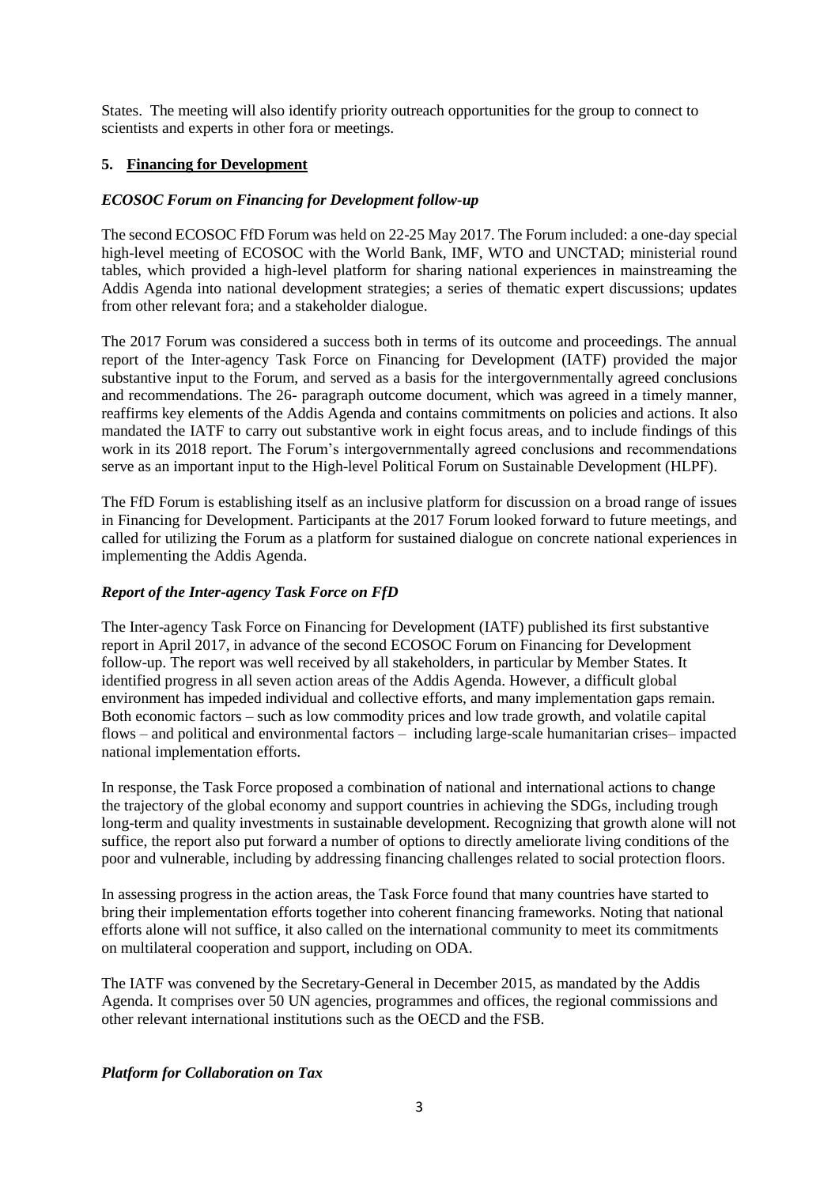States. The meeting will also identify priority outreach opportunities for the group to connect to scientists and experts in other fora or meetings.

## 5. Financing for Development

### *ECOSOC Forum on Financing for Development follow-up*

The second ECOSOC FfD Forum was held on 22-25 May 2017. The Forum included: a one-day special high-level meeting of ECOSOC with the World Bank, IMF, WTO and UNCTAD; ministerial round tables, which provided a high-level platform for sharing national experiences in mainstreaming the Addis Agenda into national development strategies; a series of thematic expert discussions; updates from other relevant fora; and a stakeholder dialogue.

The 2017 Forum was considered a success both in terms of its outcome and proceedings. The annual report of the Inter-agency Task Force on Financing for Development (IATF) provided the major substantive input to the Forum, and served as a basis for the intergovernmentally agreed conclusions and recommendations. The 26- paragraph outcome document, which was agreed in a timely manner, reaffirms key elements of the Addis Agenda and contains commitments on policies and actions. It also mandated the IATF to carry out substantive work in eight focus areas, and to include findings of this work in its 2018 report. The Forum's intergovernmentally agreed conclusions and recommendations serve as an important input to the High-level Political Forum on Sustainable Development (HLPF).

The FfD Forum is establishing itself as an inclusive platform for discussion on a broad range of issues in Financing for Development. Participants at the 2017 Forum looked forward to future meetings, and called for utilizing the Forum as a platform for sustained dialogue on concrete national experiences in implementing the Addis Agenda.

### *Report of the Inter-agency Task Force on FfD*

The Inter-agency Task Force on Financing for Development (IATF) published its first substantive report in April 2017, in advance of the second ECOSOC Forum on Financing for Development follow-up. The report was well received by all stakeholders, in particular by Member States. It identified progress in all seven action areas of the Addis Agenda. However, a difficult global environment has impeded individual and collective efforts, and many implementation gaps remain. Both economic factors – such as low commodity prices and low trade growth, and volatile capital flows – and political and environmental factors – including large-scale humanitarian crises– impacted national implementation efforts.

In response, the Task Force proposed a combination of national and international actions to change the trajectory of the global economy and support countries in achieving the SDGs, including trough long-term and quality investments in sustainable development. Recognizing that growth alone will not suffice, the report also put forward a number of options to directly ameliorate living conditions of the poor and vulnerable, including by addressing financing challenges related to social protection floors.

In assessing progress in the action areas, the Task Force found that many countries have started to bring their implementation efforts together into coherent financing frameworks. Noting that national efforts alone will not suffice, it also called on the international community to meet its commitments on multilateral cooperation and support, including on ODA.

The IATF was convened by the Secretary-General in December 2015, as mandated by the Addis Agenda. It comprises over 50 UN agencies, programmes and offices, the regional commissions and other relevant international institutions such as the OECD and the FSB.

### *Platform for Collaboration on Tax*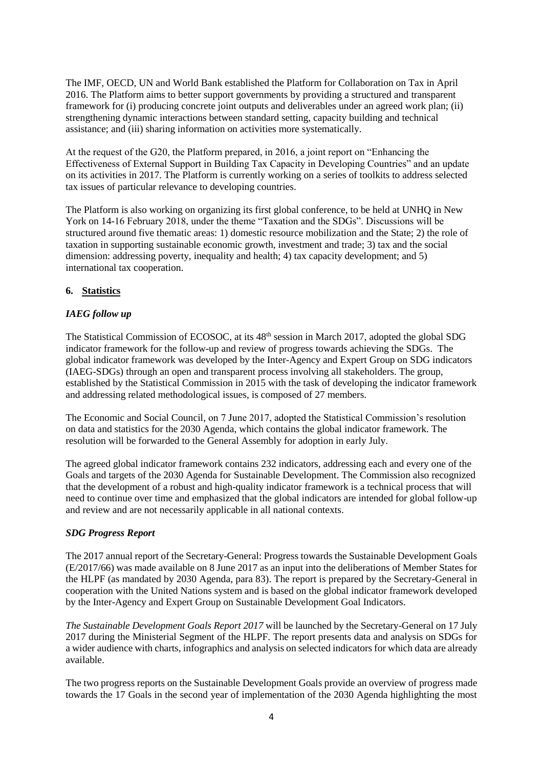The IMF, OECD, UN and World Bank established the Platform for Collaboration on Tax in April 2016. The Platform aims to better support governments by providing a structured and transparent framework for (i) producing concrete joint outputs and deliverables under an agreed work plan; (ii) strengthening dynamic interactions between standard setting, capacity building and technical assistance; and (iii) sharing information on activities more systematically.

At the request of the G20, the Platform prepared, in 2016, a joint report on "Enhancing the Effectiveness of External Support in Building Tax Capacity in Developing Countries" and an update on its activities in 2017. The Platform is currently working on a series of toolkits to address selected tax issues of particular relevance to developing countries.

The Platform is also working on organizing its first global conference, to be held at UNHQ in New York on 14-16 February 2018, under the theme "Taxation and the SDGs". Discussions will be structured around five thematic areas: 1) domestic resource mobilization and the State; 2) the role of taxation in supporting sustainable economic growth, investment and trade; 3) tax and the social dimension: addressing poverty, inequality and health; 4) tax capacity development; and 5) international tax cooperation.

## 6. Statistics

### *IAEG follow up*

The Statistical Commission of ECOSOC, at its 48th session in March 2017, adopted the global SDG indicator framework for the follow-up and review of progress towards achieving the SDGs. The global indicator framework was developed by the Inter-Agency and Expert Group on SDG indicators (IAEG-SDGs) through an open and transparent process involving all stakeholders. The group, established by the Statistical Commission in 2015 with the task of developing the indicator framework and addressing related methodological issues, is composed of 27 members.

The Economic and Social Council, on 7 June 2017, adopted the Statistical Commission's resolution on data and statistics for the 2030 Agenda, which contains the global indicator framework. The resolution will be forwarded to the General Assembly for adoption in early July.

The agreed global indicator framework contains 232 indicators, addressing each and every one of the Goals and targets of the 2030 Agenda for Sustainable Development. The Commission also recognized that the development of a robust and high-quality indicator framework is a technical process that will need to continue over time and emphasized that the global indicators are intended for global follow-up and review and are not necessarily applicable in all national contexts.

### *SDG Progress Report*

The 2017 annual report of the Secretary-General: Progress towards the Sustainable Development Goals (E/2017/66) was made available on 8 June 2017 as an input into the deliberations of Member States for the HLPF (as mandated by 2030 Agenda, para 83). The report is prepared by the Secretary-General in cooperation with the United Nations system and is based on the global indicator framework developed by the Inter-Agency and Expert Group on Sustainable Development Goal Indicators.

*The Sustainable Development Goals Report 2017* will be launched by the Secretary-General on 17 July 2017 during the Ministerial Segment of the HLPF. The report presents data and analysis on SDGs for a wider audience with charts, infographics and analysis on selected indicators for which data are already available.

The two progress reports on the Sustainable Development Goals provide an overview of progress made towards the 17 Goals in the second year of implementation of the 2030 Agenda highlighting the most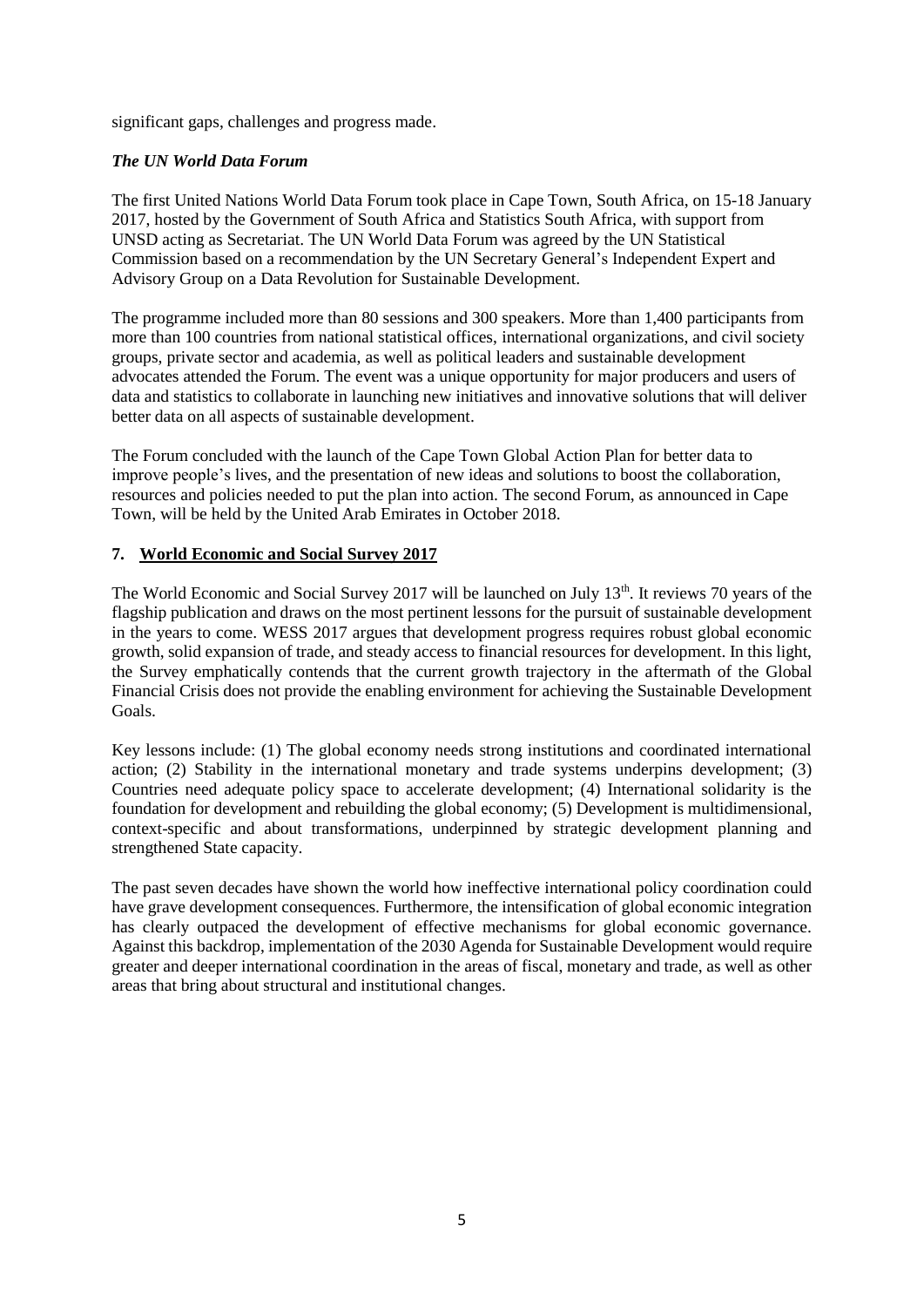significant gaps, challenges and progress made.

### *The UN World Data Forum*

The first United Nations World Data Forum took place in Cape Town, South Africa, on 15-18 January 2017, hosted by the Government of South Africa and Statistics South Africa, with support from UNSD acting as Secretariat. The UN World Data Forum was agreed by the UN Statistical Commission based on a recommendation by the UN Secretary General's Independent Expert and Advisory Group on a Data Revolution for Sustainable Development.

The programme included more than 80 sessions and 300 speakers. More than 1,400 participants from more than 100 countries from national statistical offices, international organizations, and civil society groups, private sector and academia, as well as political leaders and sustainable development advocates attended the Forum. The event was a unique opportunity for major producers and users of data and statistics to collaborate in launching new initiatives and innovative solutions that will deliver better data on all aspects of sustainable development.

The Forum concluded with the launch of the Cape Town Global Action Plan for better data to improve people's lives, and the presentation of new ideas and solutions to boost the collaboration, resources and policies needed to put the plan into action. The second Forum, as announced in Cape Town, will be held by the United Arab Emirates in October 2018.

## 7. World Economic and Social Survey 2017

The World Economic and Social Survey 2017 will be launched on July 13th. It reviews 70 years of the flagship publication and draws on the most pertinent lessons for the pursuit of sustainable development in the years to come. WESS 2017 argues that development progress requires robust global economic growth, solid expansion of trade, and steady access to financial resources for development. In this light, the Survey emphatically contends that the current growth trajectory in the aftermath of the Global Financial Crisis does not provide the enabling environment for achieving the Sustainable Development Goals.

Key lessons include: (1) The global economy needs strong institutions and coordinated international action; (2) Stability in the international monetary and trade systems underpins development; (3) Countries need adequate policy space to accelerate development; (4) International solidarity is the foundation for development and rebuilding the global economy; (5) Development is multidimensional, context-specific and about transformations, underpinned by strategic development planning and strengthened State capacity.

The past seven decades have shown the world how ineffective international policy coordination could have grave development consequences. Furthermore, the intensification of global economic integration has clearly outpaced the development of effective mechanisms for global economic governance. Against this backdrop, implementation of the 2030 Agenda for Sustainable Development would require greater and deeper international coordination in the areas of fiscal, monetary and trade, as well as other areas that bring about structural and institutional changes.